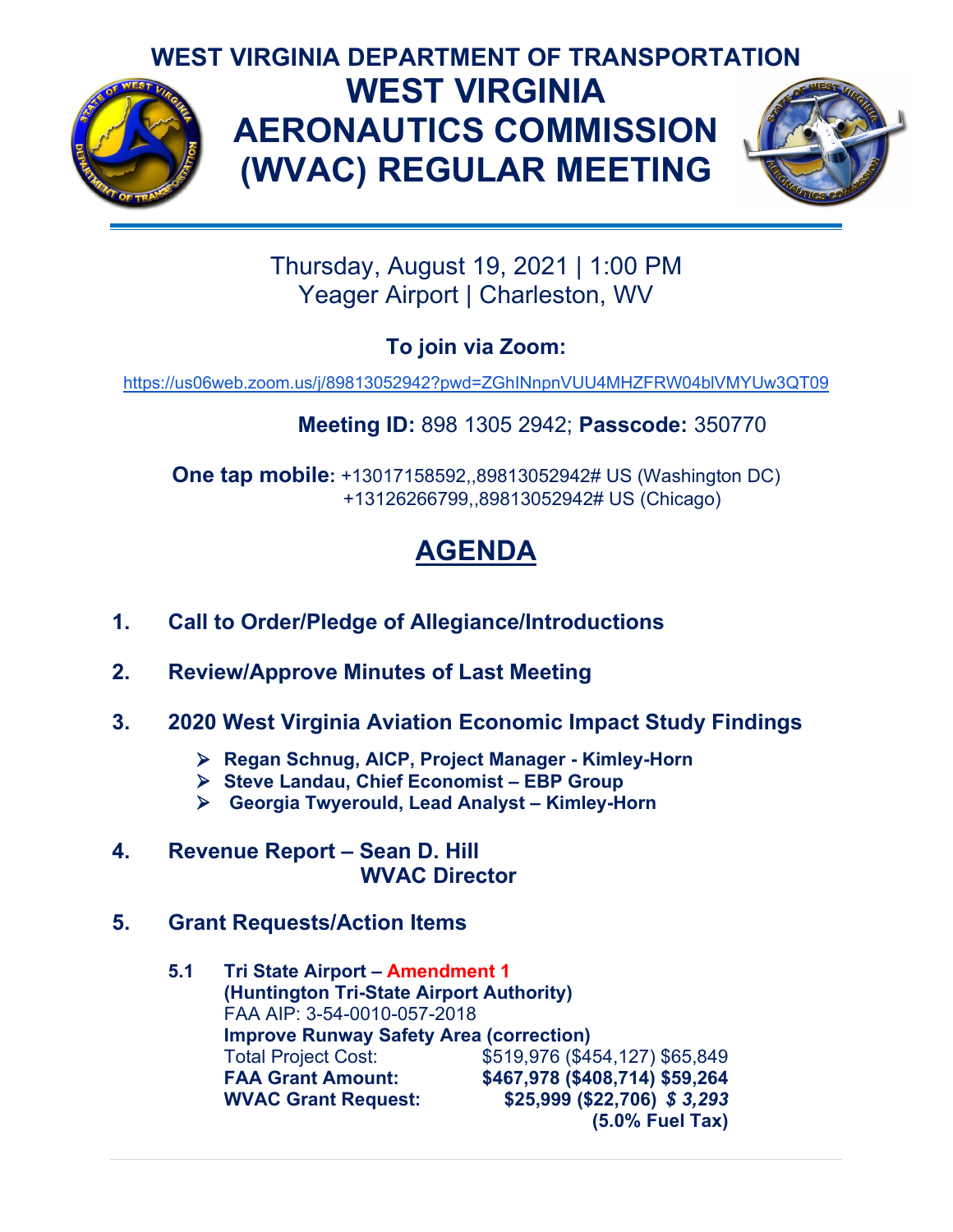# WEST VIRGINIA DEPARTMENT OF TRANSPORTATION

# WEST VIRGINIA AERONAUTICS COMMISSION (WVAC) REGULAR MEETING

Thursday, August 19, 2021 | 1:00 PM
Yeager Airport | Charleston, WV

**To join via Zoom:**

https://us06web.zoom.us/j/89813052942?pwd=ZGhINnpnVUU4MHZFRW04blVMYUw3QT09

**Meeting ID:** 898 1305 2942; **Passcode:** 350770

**One tap mobile:** +13017158592,,89813052942# US (Washington DC)
+13126266799,,89813052942# US (Chicago)

## AGENDA

1. **Call to Order/Pledge of Allegiance/Introductions**

2. **Review/Approve Minutes of Last Meeting**

3. **2020 West Virginia Aviation Economic Impact Study Findings**
   - **Regan Schnug, AICP, Project Manager - Kimley-Horn**
   - **Steve Landau, Chief Economist – EBP Group**
   - **Georgia Twyerould, Lead Analyst – Kimley-Horn**

4. **Revenue Report – Sean D. Hill**
   **WVAC Director**

5. **Grant Requests/Action Items**

   **5.1 Tri State Airport – Amendment 1**
   **(Huntington Tri-State Airport Authority)**
   FAA AIP: 3-54-0010-057-2018
   **Improve Runway Safety Area (correction)**

   | | |
   |---|---|
   | Total Project Cost: | $519,976 ($454,127) $65,849 |
   | **FAA Grant Amount:** | **$467,978 ($408,714) $59,264** |
   | **WVAC Grant Request:** | **$25,999 ($22,706) *$ 3,293*** |
   | | **(5.0% Fuel Tax)** |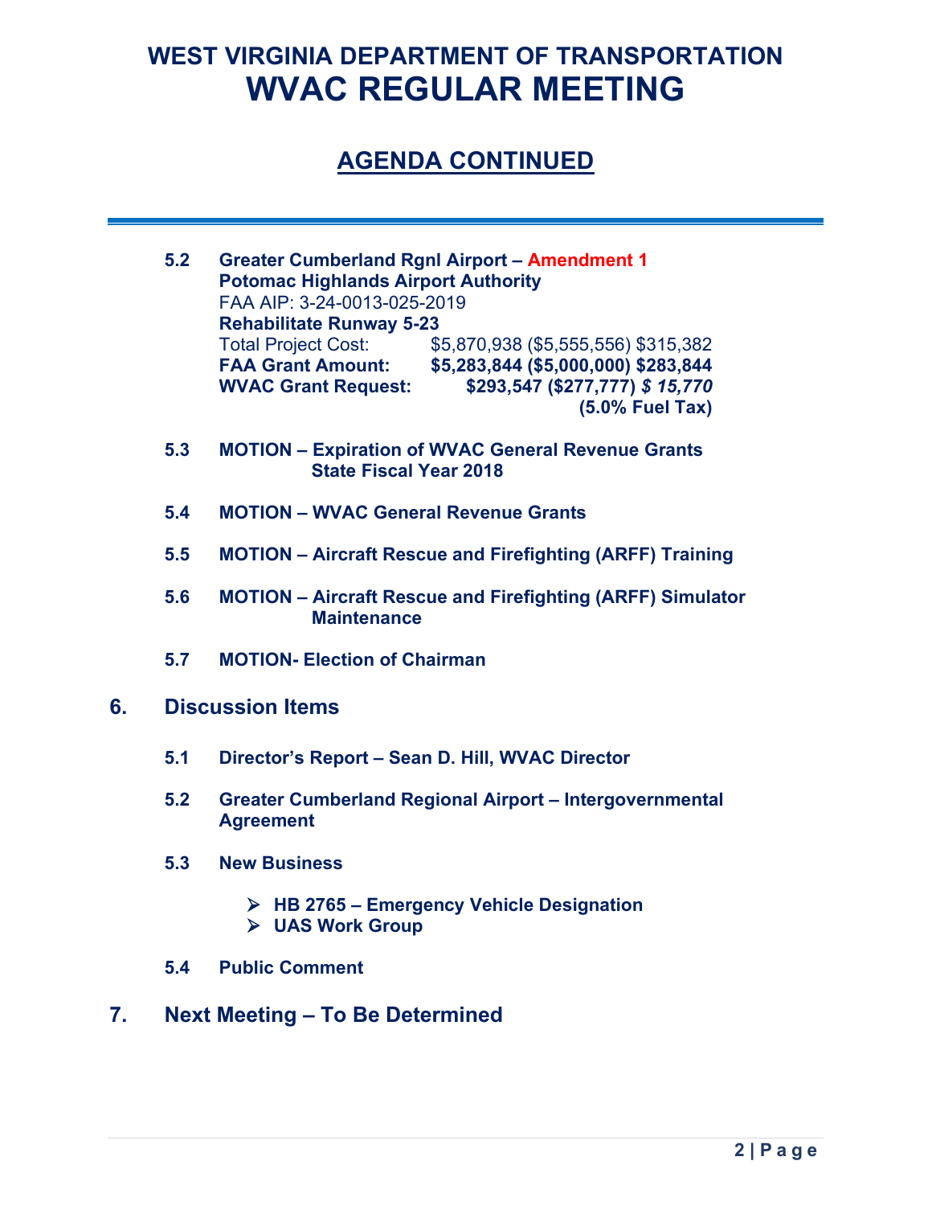# WEST VIRGINIA DEPARTMENT OF TRANSPORTATION
# WVAC REGULAR MEETING

## AGENDA CONTINUED

**5.2 Greater Cumberland Rgnl Airport – Amendment 1**
**Potomac Highlands Airport Authority**
FAA AIP: 3-24-0013-025-2019
**Rehabilitate Runway 5-23**

| | |
|---|---|
| Total Project Cost: | $5,870,938 ($5,555,556) $315,382 |
| **FAA Grant Amount:** | **$5,283,844 ($5,000,000) $283,844** |
| **WVAC Grant Request:** | **$293,547 ($277,777)** ***$ 15,770*** |
| | **(5.0% Fuel Tax)** |

**5.3 MOTION – Expiration of WVAC General Revenue Grants State Fiscal Year 2018**

**5.4 MOTION – WVAC General Revenue Grants**

**5.5 MOTION – Aircraft Rescue and Firefighting (ARFF) Training**

**5.6 MOTION – Aircraft Rescue and Firefighting (ARFF) Simulator Maintenance**

**5.7 MOTION- Election of Chairman**

## 6. Discussion Items

**5.1 Director's Report – Sean D. Hill, WVAC Director**

**5.2 Greater Cumberland Regional Airport – Intergovernmental Agreement**

**5.3 New Business**

- **HB 2765 – Emergency Vehicle Designation**
- **UAS Work Group**

**5.4 Public Comment**

## 7. Next Meeting – To Be Determined